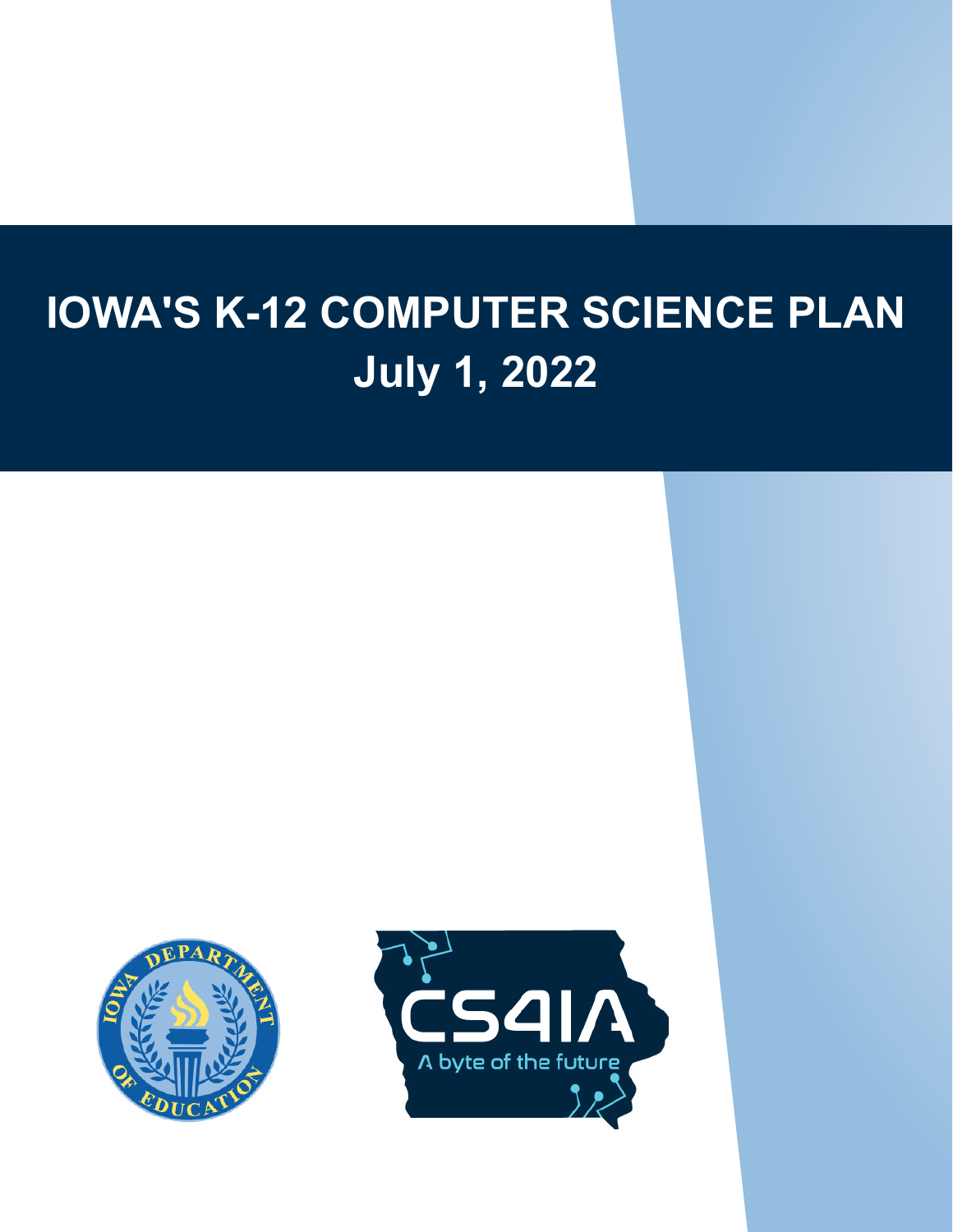# IOWA'S K-12 COMPUTER SCIENCE PLAN

## July 1, 2022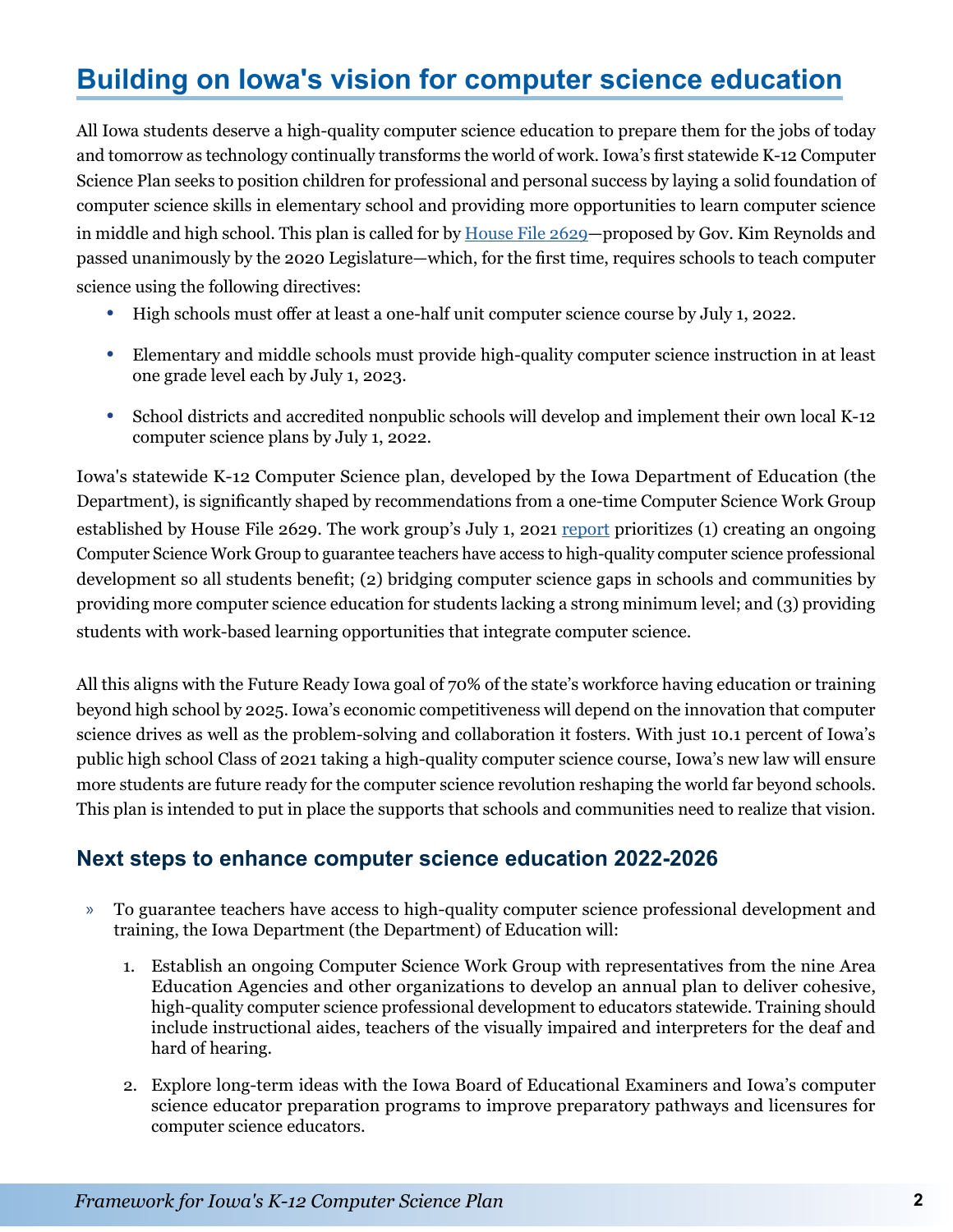# Building on Iowa's vision for computer science education

All Iowa students deserve a high-quality computer science education to prepare them for the jobs of today and tomorrow as technology continually transforms the world of work. Iowa's first statewide K-12 Computer Science Plan seeks to position children for professional and personal success by laying a solid foundation of computer science skills in elementary school and providing more opportunities to learn computer science in middle and high school. This plan is called for by House File 2629—proposed by Gov. Kim Reynolds and passed unanimously by the 2020 Legislature—which, for the first time, requires schools to teach computer science using the following directives:

- High schools must offer at least a one-half unit computer science course by July 1, 2022.
- Elementary and middle schools must provide high-quality computer science instruction in at least one grade level each by July 1, 2023.
- School districts and accredited nonpublic schools will develop and implement their own local K-12 computer science plans by July 1, 2022.

Iowa's statewide K-12 Computer Science plan, developed by the Iowa Department of Education (the Department), is significantly shaped by recommendations from a one-time Computer Science Work Group established by House File 2629. The work group's July 1, 2021 report prioritizes (1) creating an ongoing Computer Science Work Group to guarantee teachers have access to high-quality computer science professional development so all students benefit; (2) bridging computer science gaps in schools and communities by providing more computer science education for students lacking a strong minimum level; and (3) providing students with work-based learning opportunities that integrate computer science.

All this aligns with the Future Ready Iowa goal of 70% of the state's workforce having education or training beyond high school by 2025. Iowa's economic competitiveness will depend on the innovation that computer science drives as well as the problem-solving and collaboration it fosters. With just 10.1 percent of Iowa's public high school Class of 2021 taking a high-quality computer science course, Iowa's new law will ensure more students are future ready for the computer science revolution reshaping the world far beyond schools. This plan is intended to put in place the supports that schools and communities need to realize that vision.

## Next steps to enhance computer science education 2022-2026

- To guarantee teachers have access to high-quality computer science professional development and training, the Iowa Department (the Department) of Education will:
  1. Establish an ongoing Computer Science Work Group with representatives from the nine Area Education Agencies and other organizations to develop an annual plan to deliver cohesive, high-quality computer science professional development to educators statewide. Training should include instructional aides, teachers of the visually impaired and interpreters for the deaf and hard of hearing.
  2. Explore long-term ideas with the Iowa Board of Educational Examiners and Iowa's computer science educator preparation programs to improve preparatory pathways and licensures for computer science educators.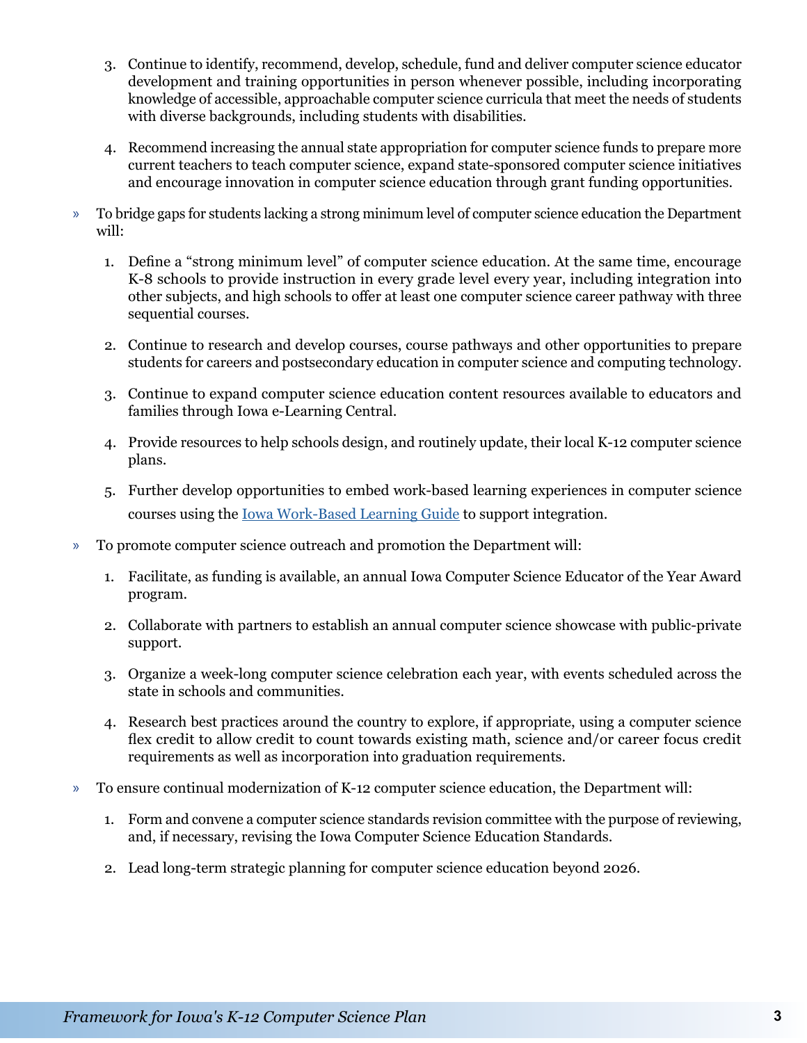3. Continue to identify, recommend, develop, schedule, fund and deliver computer science educator development and training opportunities in person whenever possible, including incorporating knowledge of accessible, approachable computer science curricula that meet the needs of students with diverse backgrounds, including students with disabilities.

4. Recommend increasing the annual state appropriation for computer science funds to prepare more current teachers to teach computer science, expand state-sponsored computer science initiatives and encourage innovation in computer science education through grant funding opportunities.

» To bridge gaps for students lacking a strong minimum level of computer science education the Department will:

1. Define a "strong minimum level" of computer science education. At the same time, encourage K-8 schools to provide instruction in every grade level every year, including integration into other subjects, and high schools to offer at least one computer science career pathway with three sequential courses.

2. Continue to research and develop courses, course pathways and other opportunities to prepare students for careers and postsecondary education in computer science and computing technology.

3. Continue to expand computer science education content resources available to educators and families through Iowa e-Learning Central.

4. Provide resources to help schools design, and routinely update, their local K-12 computer science plans.

5. Further develop opportunities to embed work-based learning experiences in computer science courses using the Iowa Work-Based Learning Guide to support integration.

» To promote computer science outreach and promotion the Department will:

1. Facilitate, as funding is available, an annual Iowa Computer Science Educator of the Year Award program.

2. Collaborate with partners to establish an annual computer science showcase with public-private support.

3. Organize a week-long computer science celebration each year, with events scheduled across the state in schools and communities.

4. Research best practices around the country to explore, if appropriate, using a computer science flex credit to allow credit to count towards existing math, science and/or career focus credit requirements as well as incorporation into graduation requirements.

» To ensure continual modernization of K-12 computer science education, the Department will:

1. Form and convene a computer science standards revision committee with the purpose of reviewing, and, if necessary, revising the Iowa Computer Science Education Standards.

2. Lead long-term strategic planning for computer science education beyond 2026.